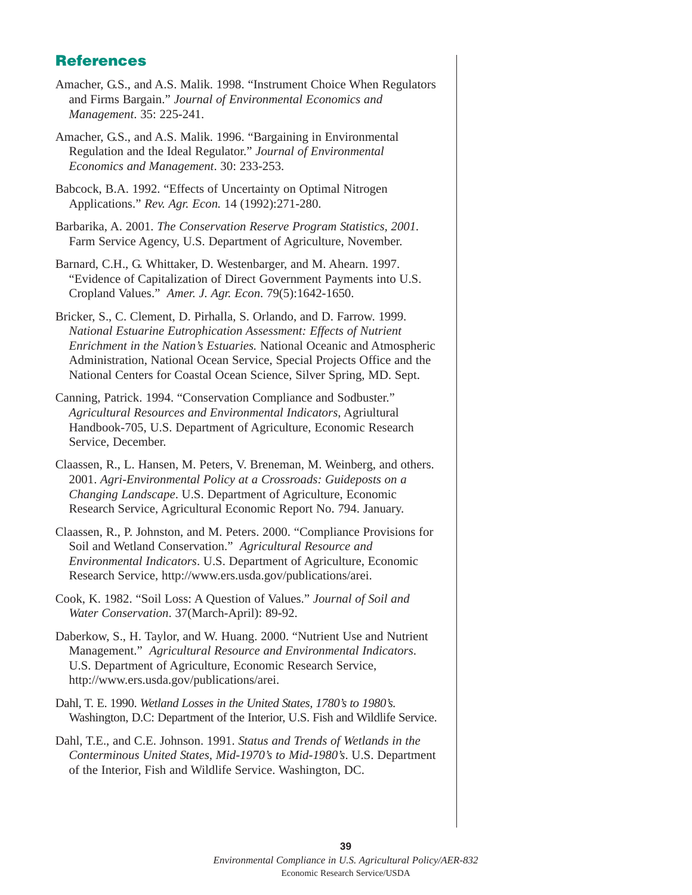## References

Amacher, G.S., and A.S. Malik. 1998. "Instrument Choice When Regulators and Firms Bargain." *Journal of Environmental Economics and Management*. 35: 225-241.

Amacher, G.S., and A.S. Malik. 1996. "Bargaining in Environmental Regulation and the Ideal Regulator." *Journal of Environmental Economics and Management*. 30: 233-253.

Babcock, B.A. 1992. "Effects of Uncertainty on Optimal Nitrogen Applications." *Rev. Agr. Econ.* 14 (1992):271-280.

Barbarika, A. 2001. *The Conservation Reserve Program Statistics, 2001.* Farm Service Agency, U.S. Department of Agriculture, November.

Barnard, C.H., G. Whittaker, D. Westenbarger, and M. Ahearn. 1997. "Evidence of Capitalization of Direct Government Payments into U.S. Cropland Values." *Amer. J. Agr. Econ*. 79(5):1642-1650.

Bricker, S., C. Clement, D. Pirhalla, S. Orlando, and D. Farrow. 1999. *National Estuarine Eutrophication Assessment: Effects of Nutrient Enrichment in the Nation's Estuaries.* National Oceanic and Atmospheric Administration, National Ocean Service, Special Projects Office and the National Centers for Coastal Ocean Science, Silver Spring, MD. Sept.

Canning, Patrick. 1994. "Conservation Compliance and Sodbuster." *Agricultural Resources and Environmental Indicators*, Agriultural Handbook-705, U.S. Department of Agriculture, Economic Research Service, December.

Claassen, R., L. Hansen, M. Peters, V. Breneman, M. Weinberg, and others. 2001. *Agri-Environmental Policy at a Crossroads: Guideposts on a Changing Landscape*. U.S. Department of Agriculture, Economic Research Service, Agricultural Economic Report No. 794. January.

Claassen, R., P. Johnston, and M. Peters. 2000. "Compliance Provisions for Soil and Wetland Conservation." *Agricultural Resource and Environmental Indicators*. U.S. Department of Agriculture, Economic Research Service, http://www.ers.usda.gov/publications/arei.

Cook, K. 1982. "Soil Loss: A Question of Values." *Journal of Soil and Water Conservation*. 37(March-April): 89-92.

Daberkow, S., H. Taylor, and W. Huang. 2000. "Nutrient Use and Nutrient Management." *Agricultural Resource and Environmental Indicators*. U.S. Department of Agriculture, Economic Research Service, http://www.ers.usda.gov/publications/arei.

Dahl, T. E. 1990. *Wetland Losses in the United States, 1780's to 1980's.* Washington, D.C: Department of the Interior, U.S. Fish and Wildlife Service.

Dahl, T.E., and C.E. Johnson. 1991. *Status and Trends of Wetlands in the Conterminous United States, Mid-1970's to Mid-1980's*. U.S. Department of the Interior, Fish and Wildlife Service. Washington, DC.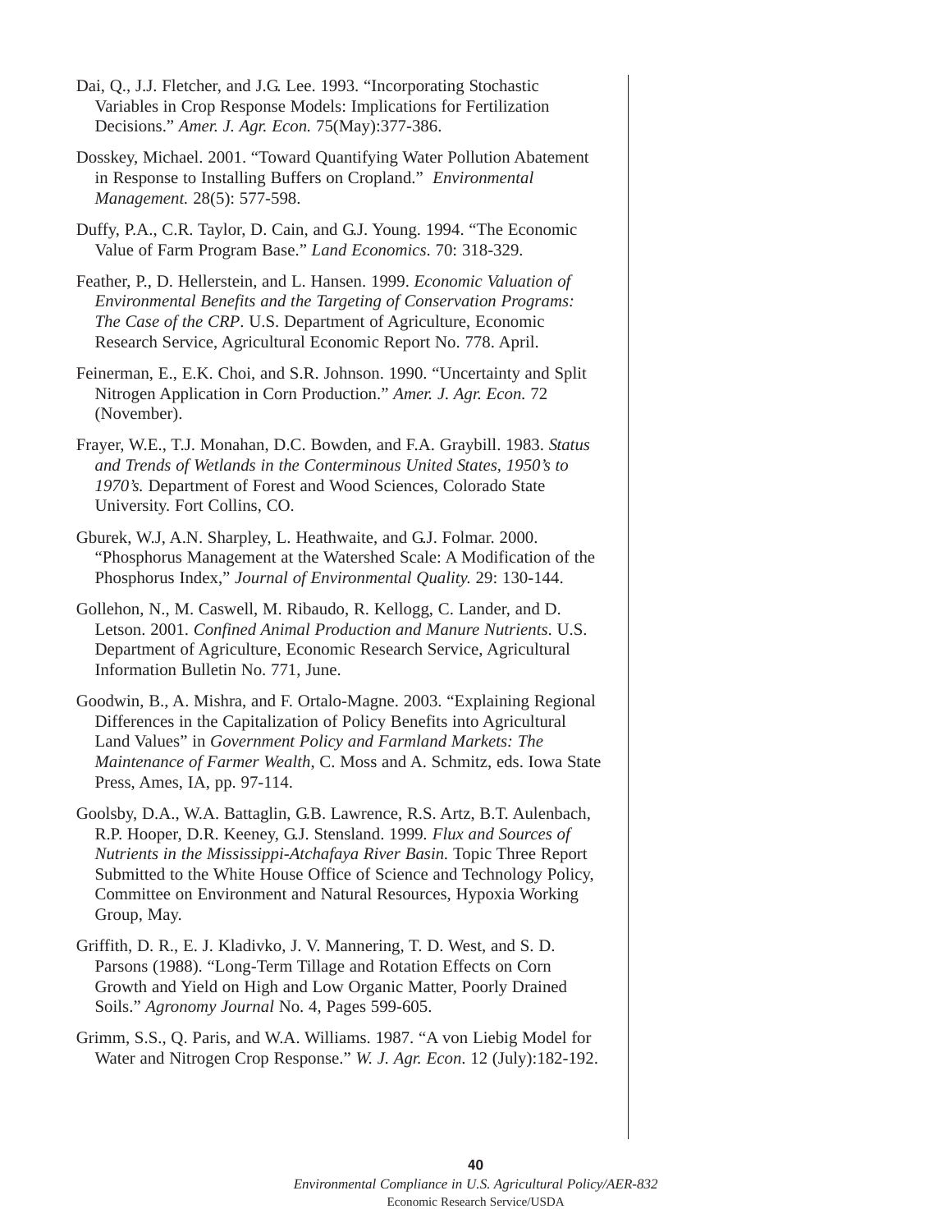Dai, Q., J.J. Fletcher, and J.G. Lee. 1993. “Incorporating Stochastic Variables in Crop Response Models: Implications for Fertilization Decisions.” *Amer. J. Agr. Econ.* 75(May):377-386.

Dosskey, Michael. 2001. “Toward Quantifying Water Pollution Abatement in Response to Installing Buffers on Cropland.” *Environmental Management.* 28(5): 577-598.

Duffy, P.A., C.R. Taylor, D. Cain, and G.J. Young. 1994. “The Economic Value of Farm Program Base.” *Land Economics*. 70: 318-329.

Feather, P., D. Hellerstein, and L. Hansen. 1999. *Economic Valuation of Environmental Benefits and the Targeting of Conservation Programs: The Case of the CRP*. U.S. Department of Agriculture, Economic Research Service, Agricultural Economic Report No. 778. April.

Feinerman, E., E.K. Choi, and S.R. Johnson. 1990. “Uncertainty and Split Nitrogen Application in Corn Production.” *Amer. J. Agr. Econ.* 72 (November).

Frayer, W.E., T.J. Monahan, D.C. Bowden, and F.A. Graybill. 1983. *Status and Trends of Wetlands in the Conterminous United States, 1950’s to 1970’s.* Department of Forest and Wood Sciences, Colorado State University. Fort Collins, CO.

Gburek, W.J, A.N. Sharpley, L. Heathwaite, and G.J. Folmar. 2000. “Phosphorus Management at the Watershed Scale: A Modification of the Phosphorus Index,” *Journal of Environmental Quality.* 29: 130-144.

Gollehon, N., M. Caswell, M. Ribaudo, R. Kellogg, C. Lander, and D. Letson. 2001. *Confined Animal Production and Manure Nutrients*. U.S. Department of Agriculture, Economic Research Service, Agricultural Information Bulletin No. 771, June.

Goodwin, B., A. Mishra, and F. Ortalo-Magne. 2003. “Explaining Regional Differences in the Capitalization of Policy Benefits into Agricultural Land Values” in *Government Policy and Farmland Markets: The Maintenance of Farmer Wealth*, C. Moss and A. Schmitz, eds. Iowa State Press, Ames, IA, pp. 97-114.

Goolsby, D.A., W.A. Battaglin, G.B. Lawrence, R.S. Artz, B.T. Aulenbach, R.P. Hooper, D.R. Keeney, G.J. Stensland. 1999. *Flux and Sources of Nutrients in the Mississippi-Atchafaya River Basin.* Topic Three Report Submitted to the White House Office of Science and Technology Policy, Committee on Environment and Natural Resources, Hypoxia Working Group, May.

Griffith, D. R., E. J. Kladivko, J. V. Mannering, T. D. West, and S. D. Parsons (1988). “Long-Term Tillage and Rotation Effects on Corn Growth and Yield on High and Low Organic Matter, Poorly Drained Soils.” *Agronomy Journal* No. 4, Pages 599-605.

Grimm, S.S., Q. Paris, and W.A. Williams. 1987. “A von Liebig Model for Water and Nitrogen Crop Response.” *W. J. Agr. Econ.* 12 (July):182-192.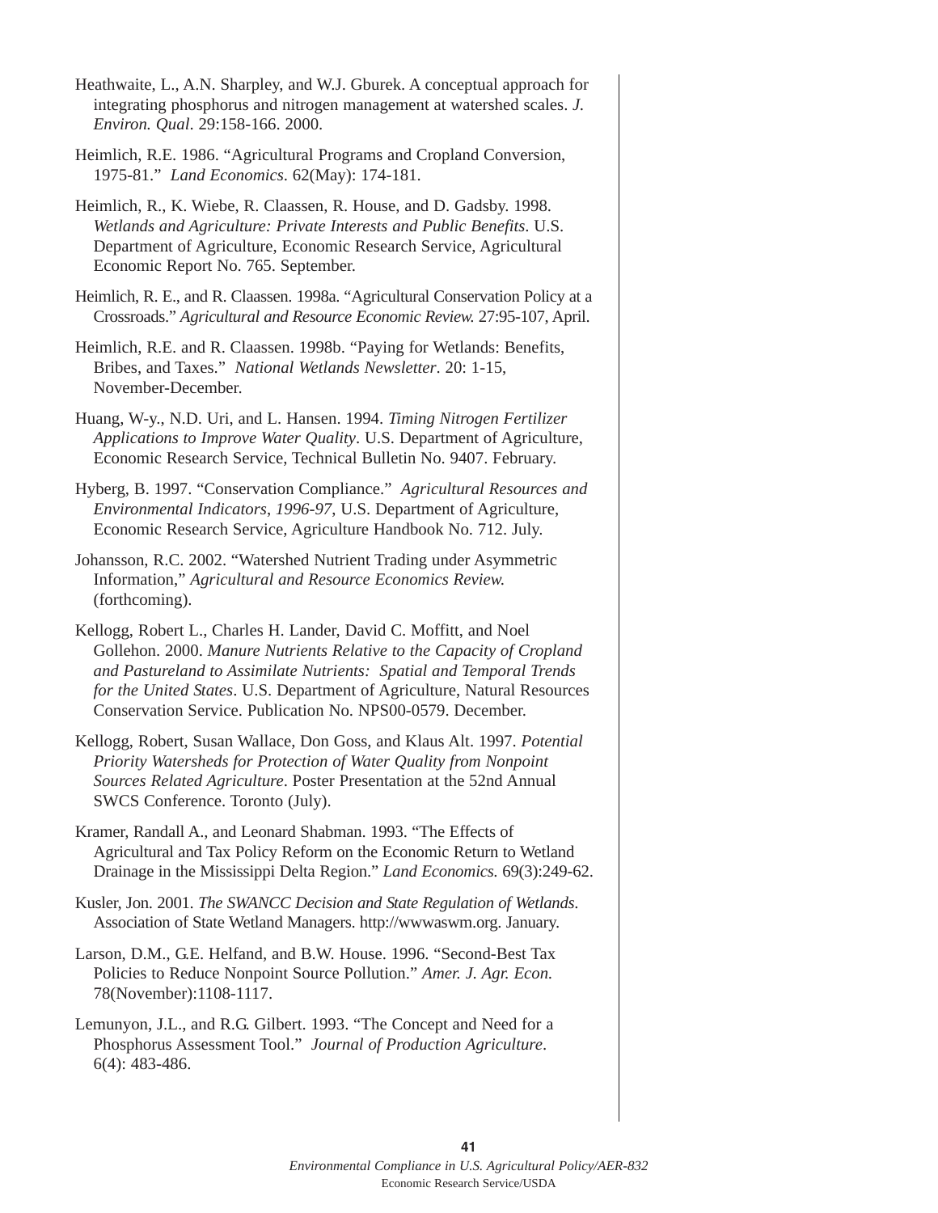Heathwaite, L., A.N. Sharpley, and W.J. Gburek. A conceptual approach for integrating phosphorus and nitrogen management at watershed scales. *J. Environ. Qual*. 29:158-166. 2000.

Heimlich, R.E. 1986. "Agricultural Programs and Cropland Conversion, 1975-81." *Land Economics*. 62(May): 174-181.

Heimlich, R., K. Wiebe, R. Claassen, R. House, and D. Gadsby. 1998. *Wetlands and Agriculture: Private Interests and Public Benefits*. U.S. Department of Agriculture, Economic Research Service, Agricultural Economic Report No. 765. September.

Heimlich, R. E., and R. Claassen. 1998a. "Agricultural Conservation Policy at a Crossroads." *Agricultural and Resource Economic Review.* 27:95-107, April.

Heimlich, R.E. and R. Claassen. 1998b. "Paying for Wetlands: Benefits, Bribes, and Taxes." *National Wetlands Newsletter*. 20: 1-15, November-December.

Huang, W-y., N.D. Uri, and L. Hansen. 1994. *Timing Nitrogen Fertilizer Applications to Improve Water Quality*. U.S. Department of Agriculture, Economic Research Service, Technical Bulletin No. 9407. February.

Hyberg, B. 1997. "Conservation Compliance." *Agricultural Resources and Environmental Indicators*, *1996-97*, U.S. Department of Agriculture, Economic Research Service, Agriculture Handbook No. 712. July.

Johansson, R.C. 2002. "Watershed Nutrient Trading under Asymmetric Information," *Agricultural and Resource Economics Review.* (forthcoming).

Kellogg, Robert L., Charles H. Lander, David C. Moffitt, and Noel Gollehon. 2000. *Manure Nutrients Relative to the Capacity of Cropland and Pastureland to Assimilate Nutrients: Spatial and Temporal Trends for the United States*. U.S. Department of Agriculture, Natural Resources Conservation Service. Publication No. NPS00-0579. December.

Kellogg, Robert, Susan Wallace, Don Goss, and Klaus Alt. 1997. *Potential Priority Watersheds for Protection of Water Quality from Nonpoint Sources Related Agriculture*. Poster Presentation at the 52nd Annual SWCS Conference. Toronto (July).

Kramer, Randall A., and Leonard Shabman. 1993. "The Effects of Agricultural and Tax Policy Reform on the Economic Return to Wetland Drainage in the Mississippi Delta Region." *Land Economics.* 69(3):249-62.

Kusler, Jon. 2001. *The SWANCC Decision and State Regulation of Wetlands.* Association of State Wetland Managers. http://wwwaswm.org. January.

Larson, D.M., G.E. Helfand, and B.W. House. 1996. "Second-Best Tax Policies to Reduce Nonpoint Source Pollution." *Amer. J. Agr. Econ.* 78(November):1108-1117.

Lemunyon, J.L., and R.G. Gilbert. 1993. "The Concept and Need for a Phosphorus Assessment Tool." *Journal of Production Agriculture*. 6(4): 483-486.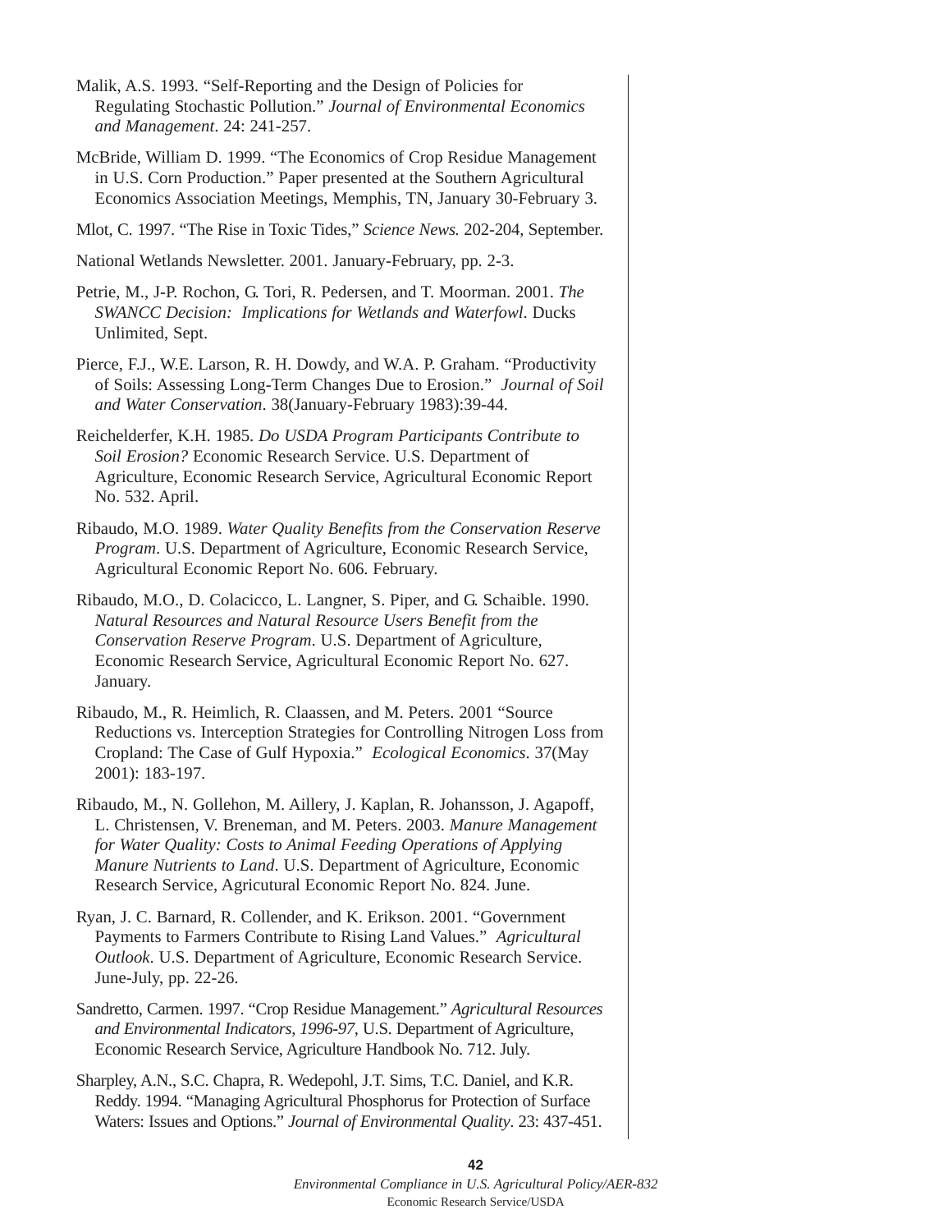Malik, A.S. 1993. "Self-Reporting and the Design of Policies for Regulating Stochastic Pollution." *Journal of Environmental Economics and Management*. 24: 241-257.

McBride, William D. 1999. "The Economics of Crop Residue Management in U.S. Corn Production." Paper presented at the Southern Agricultural Economics Association Meetings, Memphis, TN, January 30-February 3.

Mlot, C. 1997. "The Rise in Toxic Tides," *Science News.* 202-204, September.

National Wetlands Newsletter. 2001. January-February, pp. 2-3.

Petrie, M., J-P. Rochon, G. Tori, R. Pedersen, and T. Moorman. 2001. *The SWANCC Decision: Implications for Wetlands and Waterfowl*. Ducks Unlimited, Sept.

Pierce, F.J., W.E. Larson, R. H. Dowdy, and W.A. P. Graham. "Productivity of Soils: Assessing Long-Term Changes Due to Erosion." *Journal of Soil and Water Conservation*. 38(January-February 1983):39-44.

Reichelderfer, K.H. 1985. *Do USDA Program Participants Contribute to Soil Erosion?* Economic Research Service. U.S. Department of Agriculture, Economic Research Service, Agricultural Economic Report No. 532. April.

Ribaudo, M.O. 1989. *Water Quality Benefits from the Conservation Reserve Program*. U.S. Department of Agriculture, Economic Research Service, Agricultural Economic Report No. 606. February.

Ribaudo, M.O., D. Colacicco, L. Langner, S. Piper, and G. Schaible. 1990. *Natural Resources and Natural Resource Users Benefit from the Conservation Reserve Program*. U.S. Department of Agriculture, Economic Research Service, Agricultural Economic Report No. 627. January.

Ribaudo, M., R. Heimlich, R. Claassen, and M. Peters. 2001 "Source Reductions vs. Interception Strategies for Controlling Nitrogen Loss from Cropland: The Case of Gulf Hypoxia." *Ecological Economics*. 37(May 2001): 183-197.

Ribaudo, M., N. Gollehon, M. Aillery, J. Kaplan, R. Johansson, J. Agapoff, L. Christensen, V. Breneman, and M. Peters. 2003. *Manure Management for Water Quality: Costs to Animal Feeding Operations of Applying Manure Nutrients to Land*. U.S. Department of Agriculture, Economic Research Service, Agricutural Economic Report No. 824. June.

Ryan, J. C. Barnard, R. Collender, and K. Erikson. 2001. "Government Payments to Farmers Contribute to Rising Land Values." *Agricultural Outlook*. U.S. Department of Agriculture, Economic Research Service. June-July, pp. 22-26.

Sandretto, Carmen. 1997. "Crop Residue Management." *Agricultural Resources and Environmental Indicators, 1996-97*, U.S. Department of Agriculture, Economic Research Service, Agriculture Handbook No. 712. July.

Sharpley, A.N., S.C. Chapra, R. Wedepohl, J.T. Sims, T.C. Daniel, and K.R. Reddy. 1994. "Managing Agricultural Phosphorus for Protection of Surface Waters: Issues and Options." *Journal of Environmental Quality*. 23: 437-451.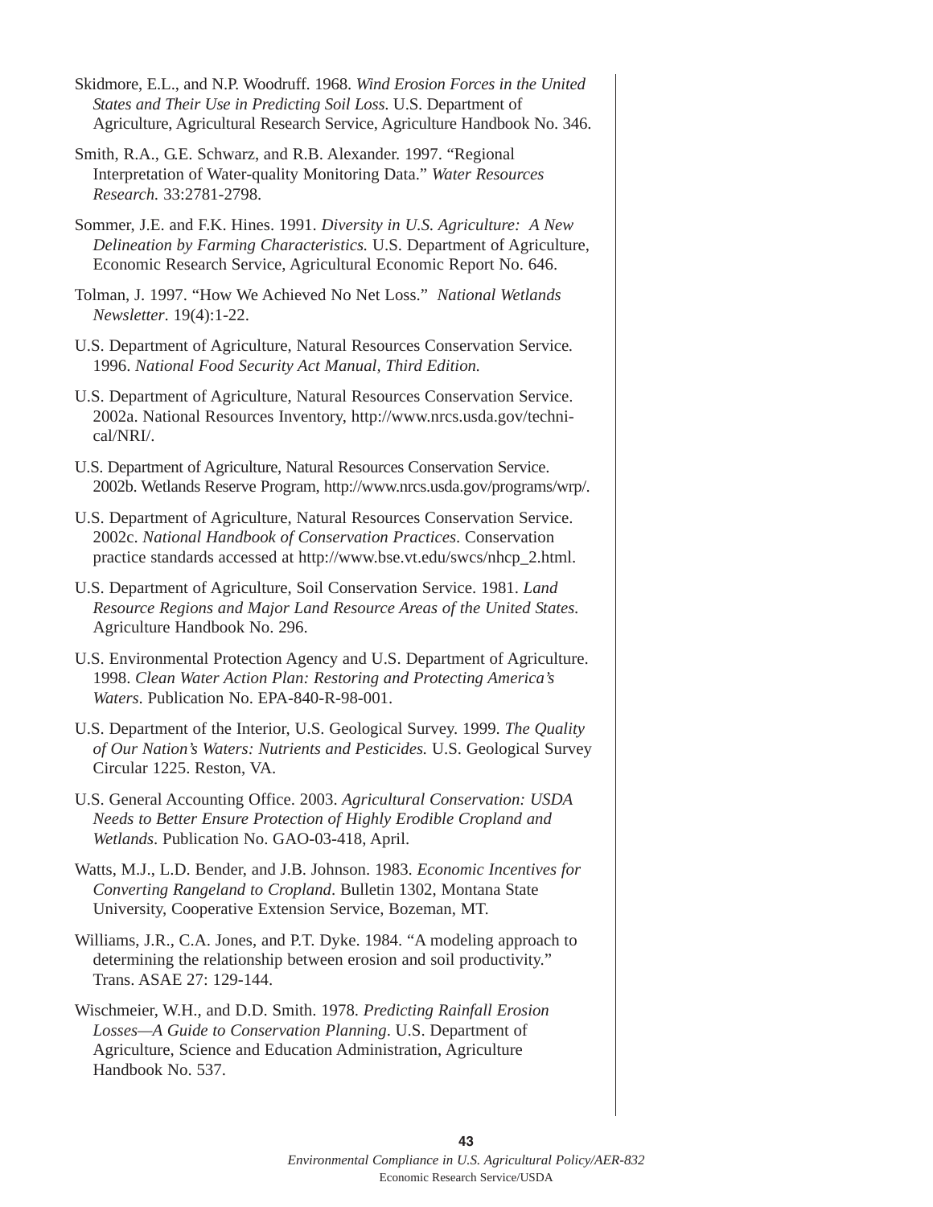Skidmore, E.L., and N.P. Woodruff. 1968. *Wind Erosion Forces in the United States and Their Use in Predicting Soil Loss.* U.S. Department of Agriculture, Agricultural Research Service, Agriculture Handbook No. 346.

Smith, R.A., G.E. Schwarz, and R.B. Alexander. 1997. "Regional Interpretation of Water-quality Monitoring Data." *Water Resources Research.* 33:2781-2798.

Sommer, J.E. and F.K. Hines. 1991. *Diversity in U.S. Agriculture: A New Delineation by Farming Characteristics.* U.S. Department of Agriculture, Economic Research Service, Agricultural Economic Report No. 646.

Tolman, J. 1997. "How We Achieved No Net Loss." *National Wetlands Newsletter*. 19(4):1-22.

U.S. Department of Agriculture, Natural Resources Conservation Service. 1996. *National Food Security Act Manual, Third Edition.*

U.S. Department of Agriculture, Natural Resources Conservation Service. 2002a. National Resources Inventory, http://www.nrcs.usda.gov/technical/NRI/.

U.S. Department of Agriculture, Natural Resources Conservation Service. 2002b. Wetlands Reserve Program, http://www.nrcs.usda.gov/programs/wrp/.

U.S. Department of Agriculture, Natural Resources Conservation Service. 2002c. *National Handbook of Conservation Practices*. Conservation practice standards accessed at http://www.bse.vt.edu/swcs/nhcp_2.html.

U.S. Department of Agriculture, Soil Conservation Service. 1981. *Land Resource Regions and Major Land Resource Areas of the United States.* Agriculture Handbook No. 296.

U.S. Environmental Protection Agency and U.S. Department of Agriculture. 1998. *Clean Water Action Plan: Restoring and Protecting America's Waters*. Publication No. EPA-840-R-98-001.

U.S. Department of the Interior, U.S. Geological Survey. 1999. *The Quality of Our Nation's Waters: Nutrients and Pesticides.* U.S. Geological Survey Circular 1225. Reston, VA.

U.S. General Accounting Office. 2003. *Agricultural Conservation: USDA Needs to Better Ensure Protection of Highly Erodible Cropland and Wetlands*. Publication No. GAO-03-418, April.

Watts, M.J., L.D. Bender, and J.B. Johnson. 1983. *Economic Incentives for Converting Rangeland to Cropland*. Bulletin 1302, Montana State University, Cooperative Extension Service, Bozeman, MT.

Williams, J.R., C.A. Jones, and P.T. Dyke. 1984. "A modeling approach to determining the relationship between erosion and soil productivity." Trans. ASAE 27: 129-144.

Wischmeier, W.H., and D.D. Smith. 1978. *Predicting Rainfall Erosion Losses—A Guide to Conservation Planning*. U.S. Department of Agriculture, Science and Education Administration, Agriculture Handbook No. 537.